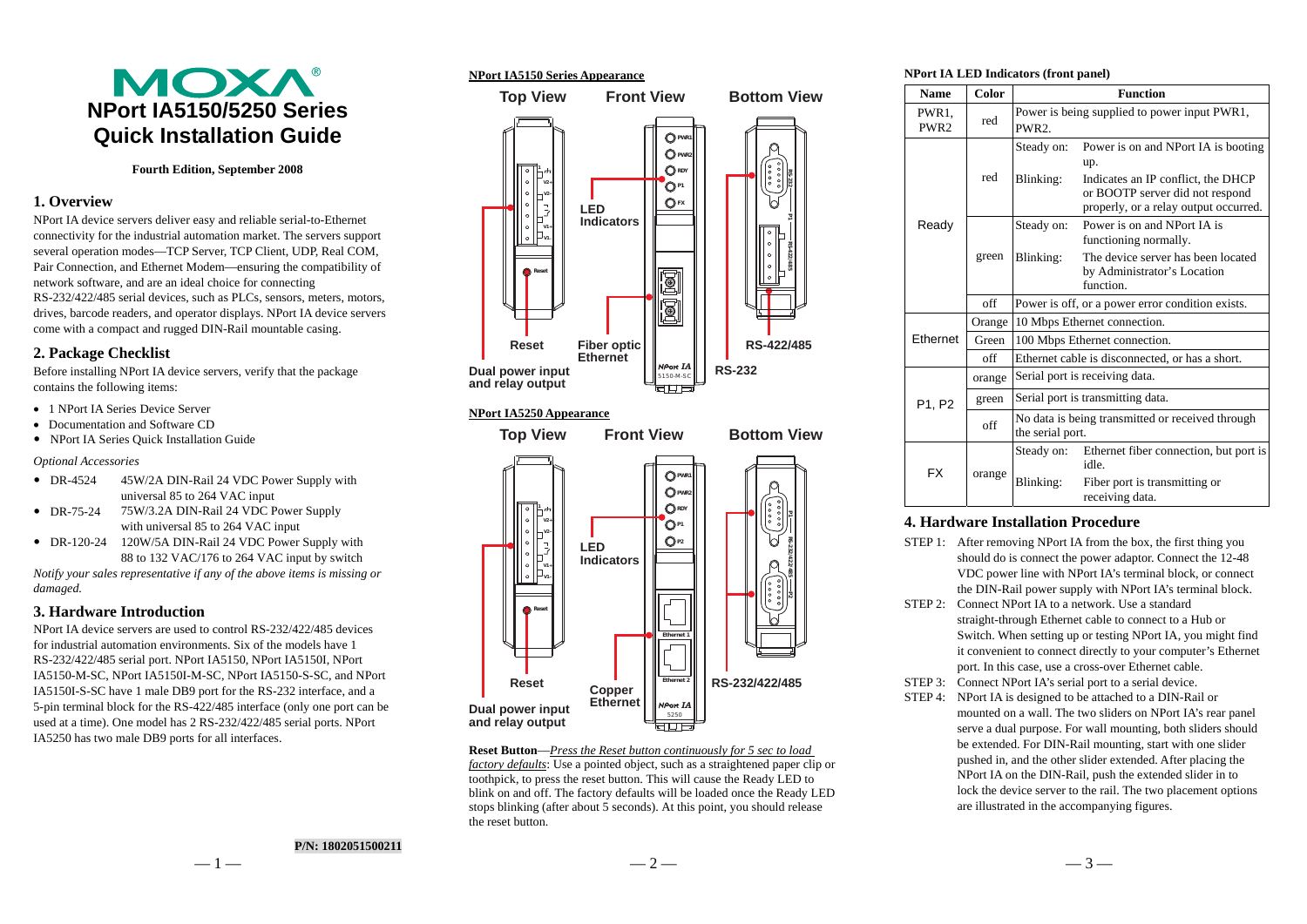# MOXA®

# NPort IA5150/5250 Series Quick Installation Guide

**Fourth Edition, September 2008**

## 1. Overview

NPort IA device servers deliver easy and reliable serial-to-Ethernet connectivity for the industrial automation market. The servers support several operation modes—TCP Server, TCP Client, UDP, Real COM, Pair Connection, and Ethernet Modem—ensuring the compatibility of network software, and are an ideal choice for connecting RS-232/422/485 serial devices, such as PLCs, sensors, meters, motors, drives, barcode readers, and operator displays. NPort IA device servers come with a compact and rugged DIN-Rail mountable casing.

## 2. Package Checklist

Before installing NPort IA device servers, verify that the package contains the following items:

- 1 NPort IA Series Device Server
- Documentation and Software CD
- NPort IA Series Quick Installation Guide

*Optional Accessories*

- DR-4524 45W/2A DIN-Rail 24 VDC Power Supply with universal 85 to 264 VAC input
- DR-75-24 75W/3.2A DIN-Rail 24 VDC Power Supply with universal 85 to 264 VAC input
- DR-120-24 120W/5A DIN-Rail 24 VDC Power Supply with 88 to 132 VAC/176 to 264 VAC input by switch

*Notify your sales representative if any of the above items is missing or damaged.*

## 3. Hardware Introduction

NPort IA device servers are used to control RS-232/422/485 devices for industrial automation environments. Six of the models have 1 RS-232/422/485 serial port. NPort IA5150, NPort IA5150I, NPort IA5150-M-SC, NPort IA5150I-M-SC, NPort IA5150-S-SC, and NPort IA5150I-S-SC have 1 male DB9 port for the RS-232 interface, and a 5-pin terminal block for the RS-422/485 interface (only one port can be used at a time). One model has 2 RS-232/422/485 serial ports. NPort IA5250 has two male DB9 ports for all interfaces.

P/N: 1802051500211

**NPort IA5150 Series Appearance**

Top View / Front View / Bottom View

LED Indicators; Reset; Fiber optic Ethernet; Dual power input and relay output; RS-422/485; RS-232

**NPort IA5250 Appearance**

Top View / Front View / Bottom View

LED Indicators; Reset; Copper Ethernet; Dual power input and relay output; RS-232/422/485

**Reset Button**—*Press the Reset button continuously for 5 sec to load factory defaults*: Use a pointed object, such as a straightened paper clip or toothpick, to press the reset button. This will cause the Ready LED to blink on and off. The factory defaults will be loaded once the Ready LED stops blinking (after about 5 seconds). At this point, you should release the reset button.

**NPort IA LED Indicators (front panel)**

| Name | Color | Function | |
|---|---|---|---|
| PWR1, PWR2 | red | Power is being supplied to power input PWR1, PWR2. | |
| Ready | red | Steady on: | Power is on and NPort IA is booting up. |
| | | Blinking: | Indicates an IP conflict, the DHCP or BOOTP server did not respond properly, or a relay output occurred. |
| | green | Steady on: | Power is on and NPort IA is functioning normally. |
| | | Blinking: | The device server has been located by Administrator's Location function. |
| | off | Power is off, or a power error condition exists. | |
| Ethernet | Orange | 10 Mbps Ethernet connection. | |
| | Green | 100 Mbps Ethernet connection. | |
| | off | Ethernet cable is disconnected, or has a short. | |
| P1, P2 | orange | Serial port is receiving data. | |
| | green | Serial port is transmitting data. | |
| | off | No data is being transmitted or received through the serial port. | |
| FX | orange | Steady on: | Ethernet fiber connection, but port is idle. |
| | | Blinking: | Fiber port is transmitting or receiving data. |

## 4. Hardware Installation Procedure

STEP 1: After removing NPort IA from the box, the first thing you should do is connect the power adaptor. Connect the 12-48 VDC power line with NPort IA's terminal block, or connect the DIN-Rail power supply with NPort IA's terminal block.

STEP 2: Connect NPort IA to a network. Use a standard straight-through Ethernet cable to connect to a Hub or Switch. When setting up or testing NPort IA, you might find it convenient to connect directly to your computer's Ethernet port. In this case, use a cross-over Ethernet cable.

STEP 3: Connect NPort IA's serial port to a serial device.

STEP 4: NPort IA is designed to be attached to a DIN-Rail or mounted on a wall. The two sliders on NPort IA's rear panel serve a dual purpose. For wall mounting, both sliders should be extended. For DIN-Rail mounting, start with one slider pushed in, and the other slider extended. After placing the NPort IA on the DIN-Rail, push the extended slider in to lock the device server to the rail. The two placement options are illustrated in the accompanying figures.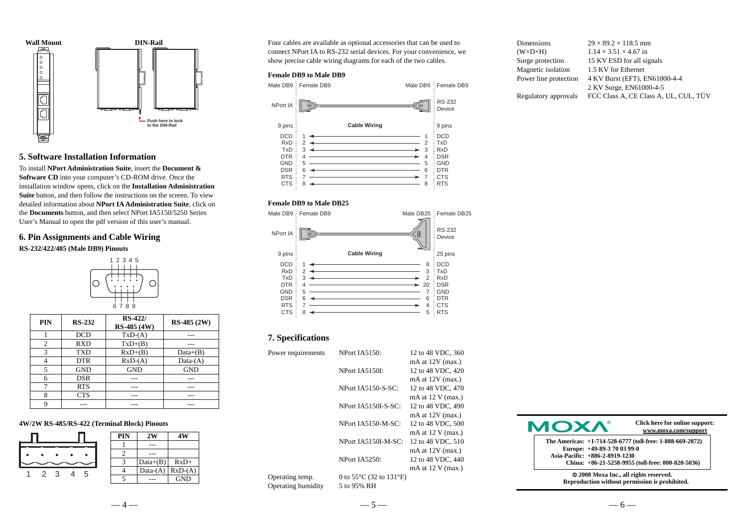**Wall Mount**

**DIN-Rail**

Push here to lock to the DIN-Rail

## 5. Software Installation Information

To install **NPort Administration Suite**, insert the **Document & Software CD** into your computer's CD-ROM drive. Once the installation window opens, click on the **Installation Administration Suite** button, and then follow the instructions on the screen. To view detailed information about **NPort IA Administration Suite**, click on the **Documents** button, and then select NPort IA5150/5250 Series User's Manual to open the pdf version of this user's manual.

## 6. Pin Assignments and Cable Wiring

**RS-232/422/485 (Male DB9) Pinouts**

1 2 3 4 5

6 7 8 9

| PIN | RS-232 | RS-422/ RS-485 (4W) | RS-485 (2W) |
|---|---|---|---|
| 1 | DCD | TxD-(A) | --- |
| 2 | RXD | TxD+(B) | --- |
| 3 | TXD | RxD+(B) | Data+(B) |
| 4 | DTR | RxD-(A) | Data-(A) |
| 5 | GND | GND | GND |
| 6 | DSR | --- | --- |
| 7 | RTS | --- | --- |
| 8 | CTS | --- | --- |
| 9 | --- | --- | --- |

**4W/2W RS-485/RS-422 (Terminal Block) Pinouts**

1 2 3 4 5

| PIN | 2W | 4W |
|---|---|---|
| 1 | --- | |
| 2 | --- | |
| 3 | Data+(B) | RxD+ |
| 4 | Data-(A) | RxD-(A) |
| 5 | --- | GND |

Four cables are available as optional accessories that can be used to connect NPort IA to RS-232 serial devices. For your convenience, we show precise cable wiring diagrams for each of the two cables.

**Female DB9 to Male DB9**

Male DB9 | Female DB9 — Male DB9 | Female DB9

NPort IA — RS-232 Device

Cable Wiring

| 9 pins | | | 9 pins |
|---|---|---|---|
| DCD | 1 | 1 | DCD |
| RxD | 2 | 2 | TxD |
| TxD | 3 | 3 | RxD |
| DTR | 4 | 4 | DSR |
| GND | 5 | 5 | GND |
| DSR | 6 | 6 | DTR |
| RTS | 7 | 7 | CTS |
| CTS | 8 | 8 | RTS |

**Female DB9 to Male DB25**

Male DB9 | Female DB9 — Male DB25 | Female DB25

NPort IA — RS-232 Device

Cable Wiring

| 9 pins | | | 25 pins |
|---|---|---|---|
| DCD | 1 | 8 | DCD |
| RxD | 2 | 3 | TxD |
| TxD | 3 | 2 | RxD |
| DTR | 4 | 20 | DSR |
| GND | 5 | 7 | GND |
| DSR | 6 | 6 | DTR |
| RTS | 7 | 4 | CTS |
| CTS | 8 | 5 | RTS |

## 7. Specifications

| | | |
|---|---|---|
| Power requirements | NPort IA5150: | 12 to 48 VDC, 360 mA at 12V (max.) |
| | NPort IA5150I: | 12 to 48 VDC, 420 mA at 12V (max.) |
| | NPort IA5150-S-SC: | 12 to 48 VDC, 470 mA at 12 V (max.) |
| | NPort IA5150I-S-SC: | 12 to 48 VDC, 490 mA at 12V (max.) |
| | NPort IA5150-M-SC: | 12 to 48 VDC, 500 mA at 12 V (max.) |
| | NPort IA5150I-M-SC: | 12 to 48 VDC, 510 mA at 12V (max.) |
| | NPort IA5250: | 12 to 48 VDC, 440 mA at 12 V (max.) |
| Operating temp. | 0 to 55°C (32 to 131°F) | |
| Operating humidity | 5 to 95% RH | |

| | |
|---|---|
| Dimensions (W×D×H) | 29 × 89.2 × 118.5 mm<br>1.14 × 3.51 × 4.67 in |
| Surge protection | 15 KV ESD for all signals |
| Magnetic isolation | 1.5 KV for Ethernet |
| Power line protection | 4 KV Burst (EFT), EN61000-4-4<br>2 KV Surge, EN61000-4-5 |
| Regulatory approvals | FCC Class A, CE Class A, UL, CUL, TÜV |

MOXA®

**Click here for online support: www.moxa.com/support**

**The Americas: +1-714-528-6777 (toll-free: 1-888-669-2872)**
**Europe: +49-89-3 70 03 99-0**
**Asia-Pacific: +886-2-8919-1230**
**China: +86-21-5258-9955 (toll-free: 800-820-5036)**

**© 2008 Moxa Inc., all rights reserved.**
**Reproduction without permission is prohibited.**